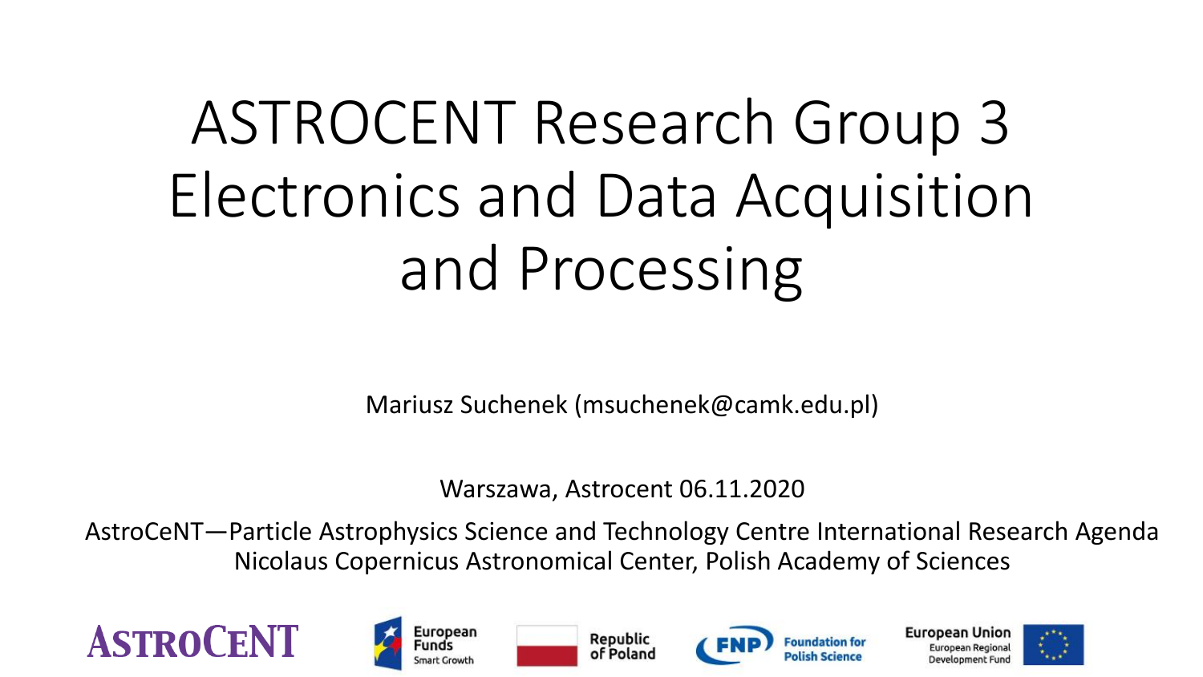# ASTROCENT Research Group 3 Electronics and Data Acquisition and Processing

Mariusz Suchenek (msuchenek@camk.edu.pl)

Warszawa, Astrocent 06.11.2020

AstroCeNT—Particle Astrophysics Science and Technology Centre International Research Agenda
Nicolaus Copernicus Astronomical Center, Polish Academy of Sciences

ASTROCENT | European Funds Smart Growth | Republic of Poland | FNP Foundation for Polish Science | European Union European Regional Development Fund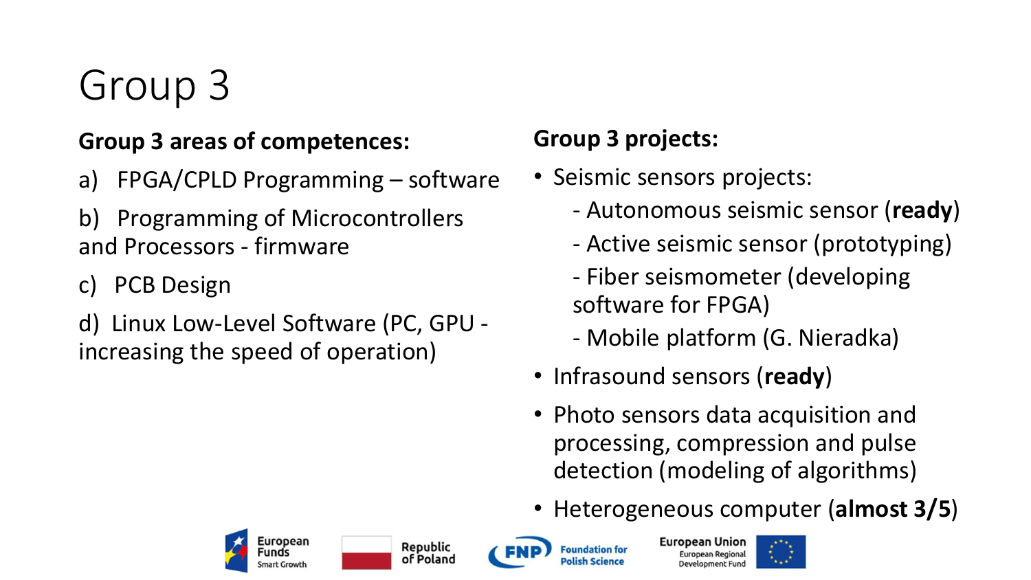# Group 3

**Group 3 areas of competences:**

a) FPGA/CPLD Programming – software

b) Programming of Microcontrollers and Processors - firmware

c) PCB Design

d) Linux Low-Level Software (PC, GPU - increasing the speed of operation)

**Group 3 projects:**

- Seismic sensors projects:
  - Autonomous seismic sensor (**ready**)
  - Active seismic sensor (prototyping)
  - Fiber seismometer (developing software for FPGA)
  - Mobile platform (G. Nieradka)
- Infrasound sensors (**ready**)
- Photo sensors data acquisition and processing, compression and pulse detection (modeling of algorithms)
- Heterogeneous computer (**almost 3/5**)

European Funds Smart Growth | Republic of Poland | FNP Foundation for Polish Science | European Union European Regional Development Fund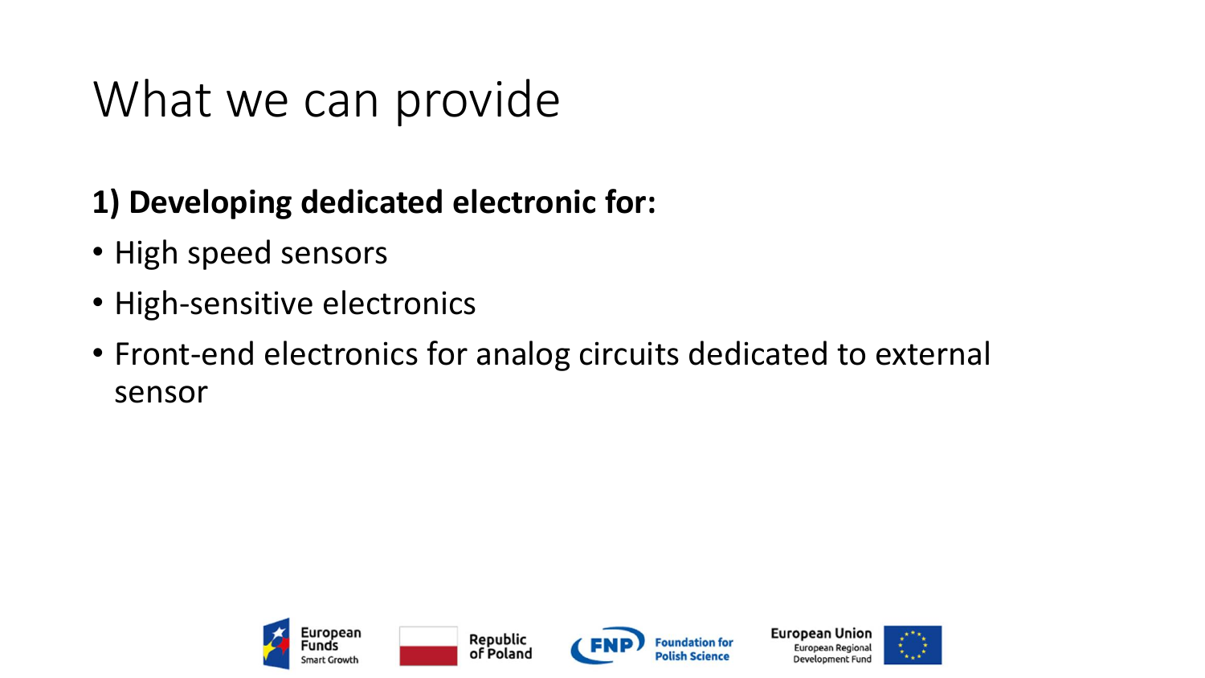# What we can provide

**1) Developing dedicated electronic for:**

- High speed sensors
- High-sensitive electronics
- Front-end electronics for analog circuits dedicated to external sensor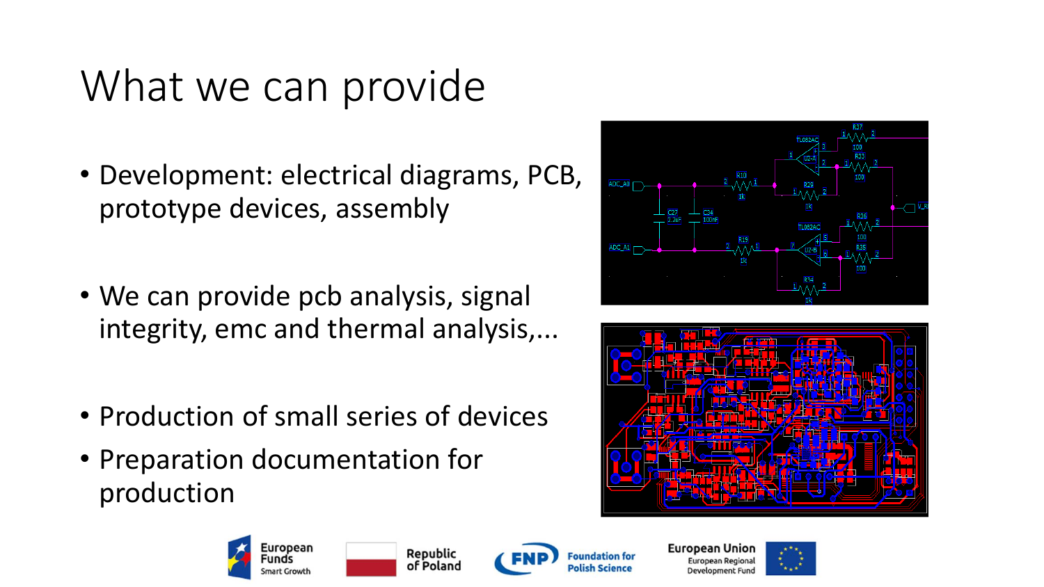# What we can provide

- Development: electrical diagrams, PCB, prototype devices, assembly
- We can provide pcb analysis, signal integrity, emc and thermal analysis,...
- Production of small series of devices
- Preparation documentation for production

European Funds Smart Growth | Republic of Poland | FNP Foundation for Polish Science | European Union European Regional Development Fund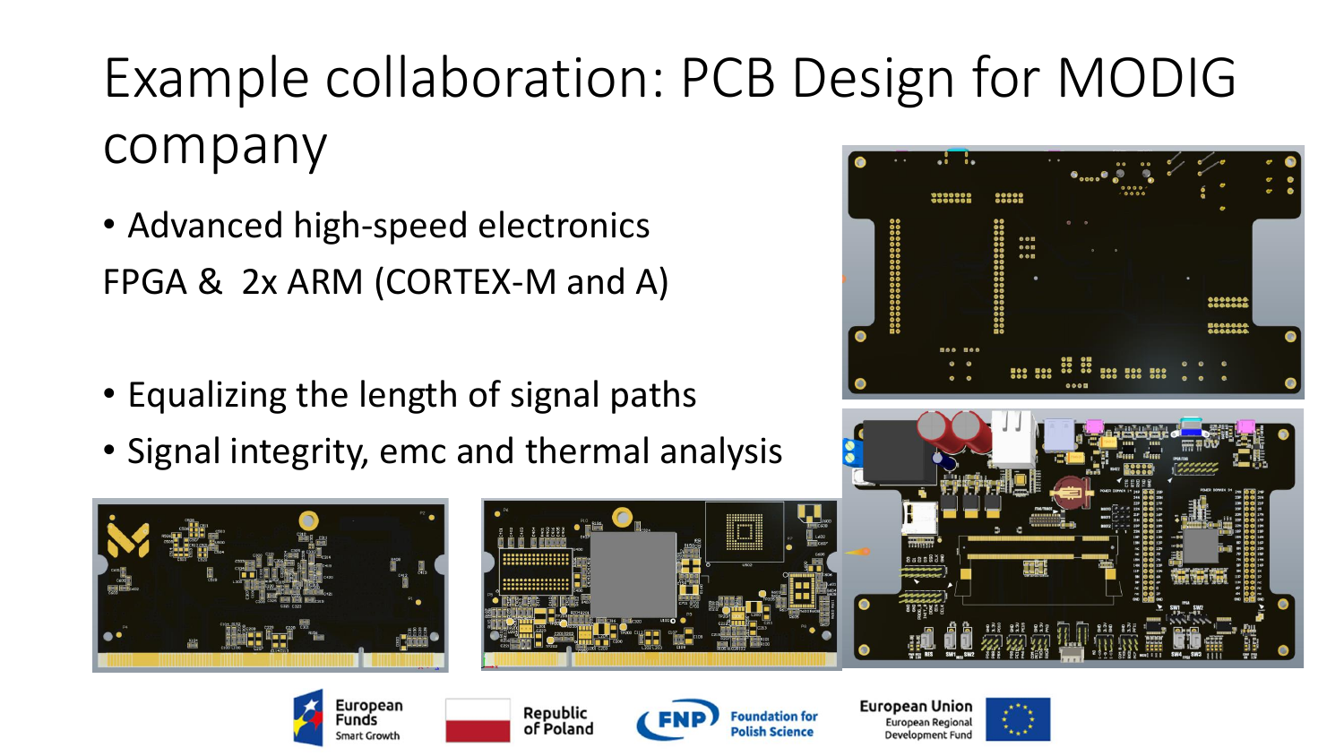# Example collaboration: PCB Design for MODIG company

- Advanced high-speed electronics

FPGA & 2x ARM (CORTEX-M and A)

- Equalizing the length of signal paths
- Signal integrity, emc and thermal analysis

European Funds Smart Growth | Republic of Poland | FNP Foundation for Polish Science | European Union European Regional Development Fund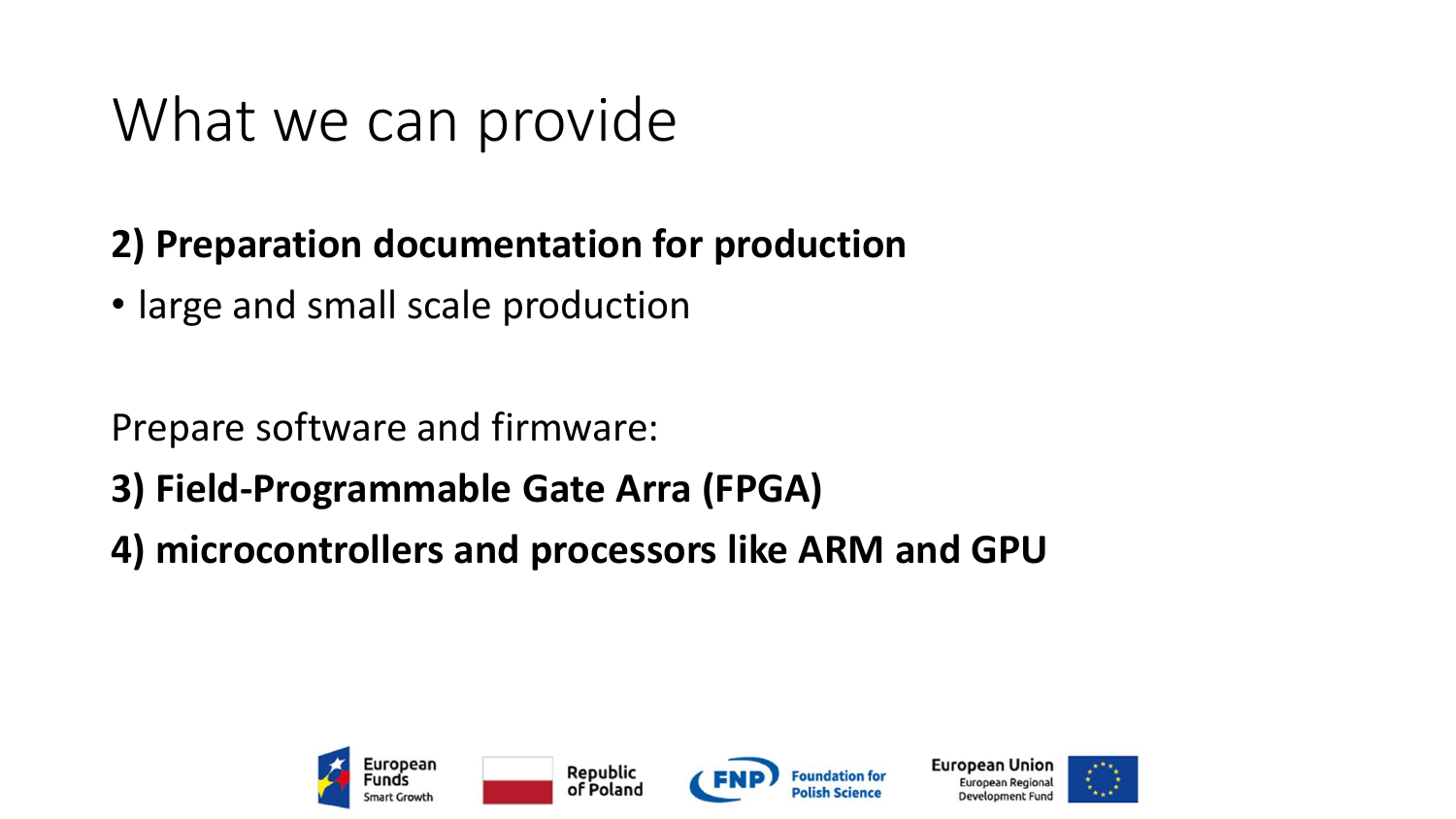# What we can provide

**2) Preparation documentation for production**

- large and small scale production

Prepare software and firmware:

**3) Field-Programmable Gate Arra (FPGA)**

**4) microcontrollers and processors like ARM and GPU**

European Funds Smart Growth | Republic of Poland | FNP Foundation for Polish Science | European Union European Regional Development Fund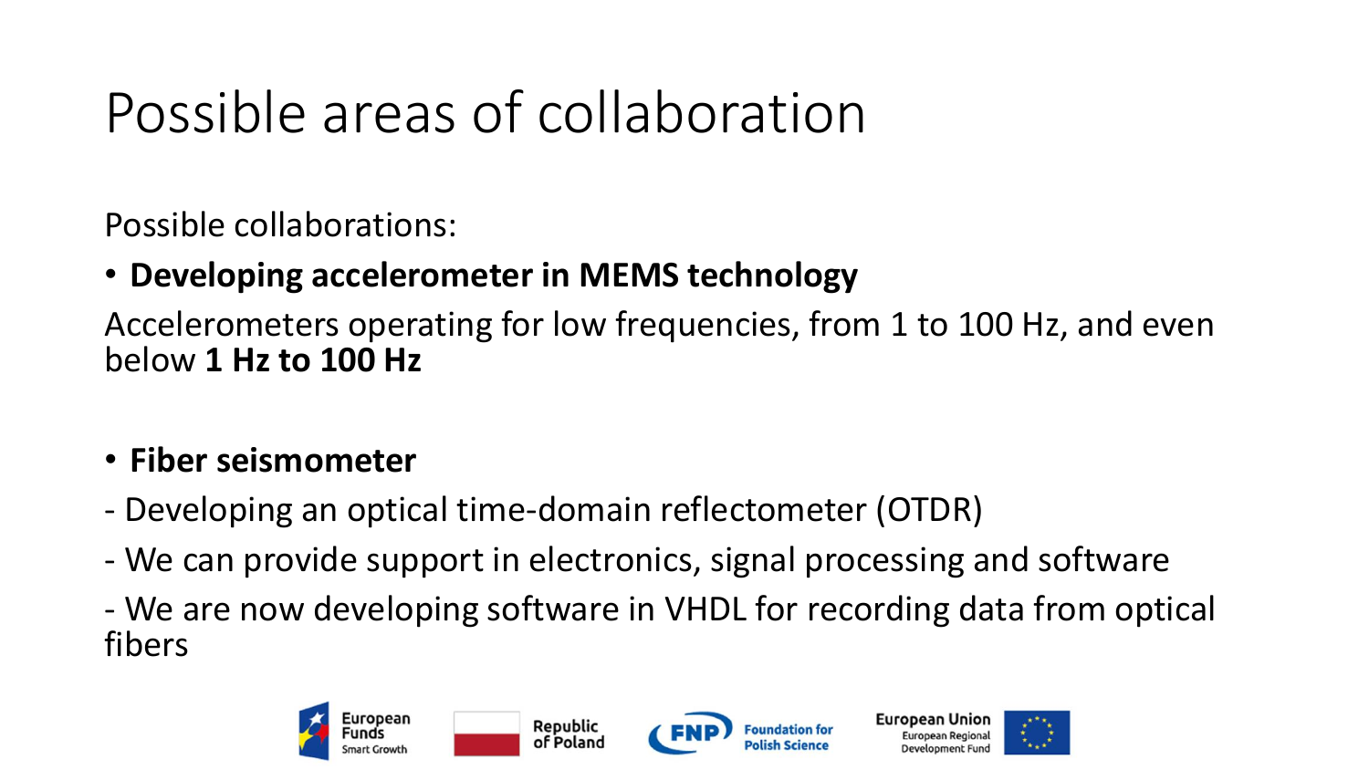# Possible areas of collaboration

Possible collaborations:

- **Developing accelerometer in MEMS technology**

Accelerometers operating for low frequencies, from 1 to 100 Hz, and even below **1 Hz to 100 Hz**

- **Fiber seismometer**

- Developing an optical time-domain reflectometer (OTDR)

- We can provide support in electronics, signal processing and software

- We are now developing software in VHDL for recording data from optical fibers

European Funds Smart Growth | Republic of Poland | FNP Foundation for Polish Science | European Union European Regional Development Fund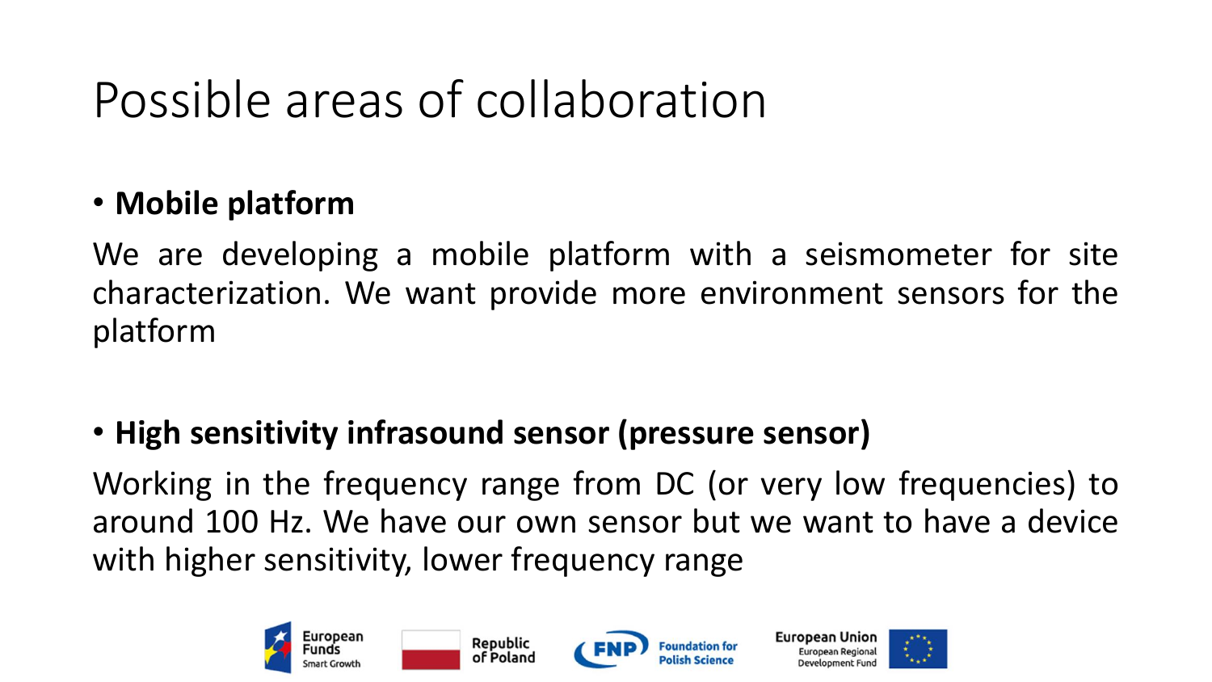# Possible areas of collaboration

- **Mobile platform**

We are developing a mobile platform with a seismometer for site characterization. We want provide more environment sensors for the platform

- **High sensitivity infrasound sensor (pressure sensor)**

Working in the frequency range from DC (or very low frequencies) to around 100 Hz. We have our own sensor but we want to have a device with higher sensitivity, lower frequency range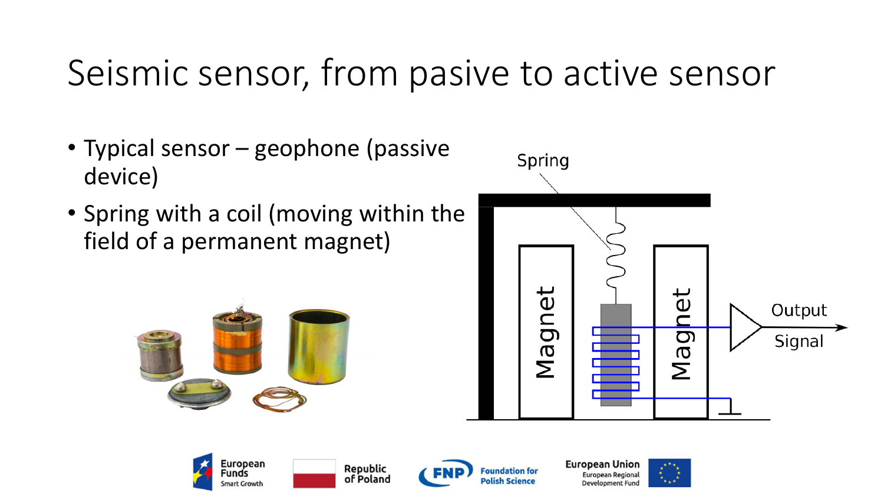# Seismic sensor, from pasive to active sensor

- Typical sensor – geophone (passive device)
- Spring with a coil (moving within the field of a permanent magnet)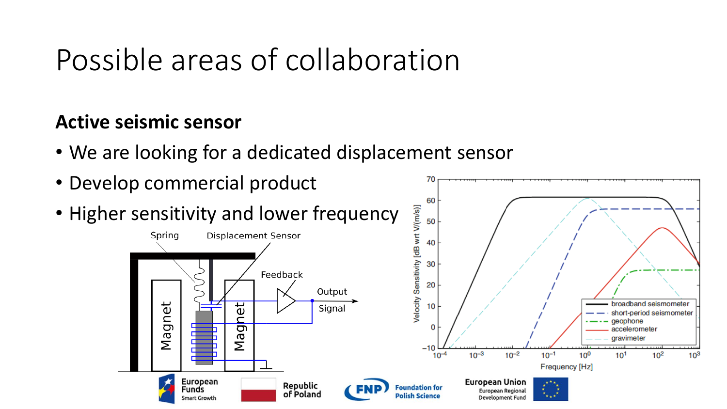# Possible areas of collaboration

**Active seismic sensor**

- We are looking for a dedicated displacement sensor
- Develop commercial product
- Higher sensitivity and lower frequency

Spring — Displacement Sensor — Feedback — Output Signal — Magnet — Magnet

Velocity Sensitivity [dB wrt V/(m/s)] vs. Frequency [Hz]: broadband seismometer, short-period seismometer, geophone, accelerometer, gravimeter

European Funds Smart Growth — Republic of Poland — FNP Foundation for Polish Science — European Union European Regional Development Fund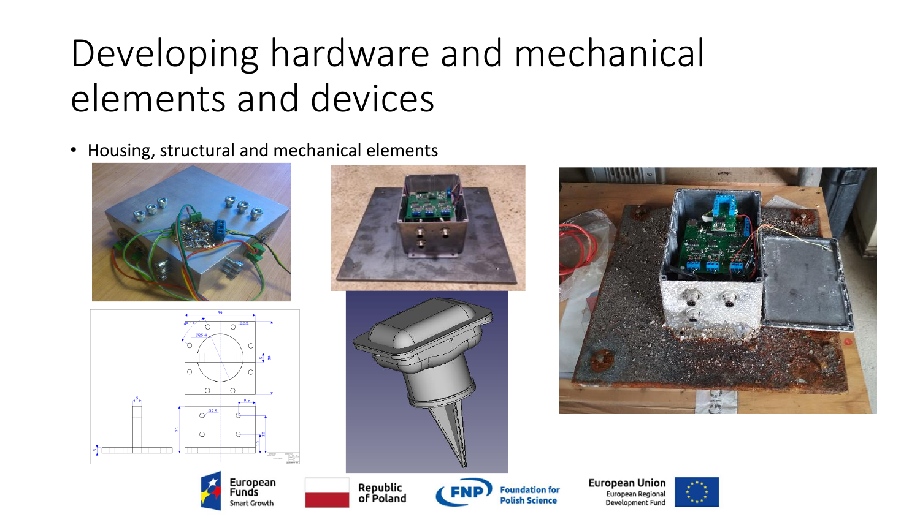# Developing hardware and mechanical elements and devices

- Housing, structural and mechanical elements

European Funds Smart Growth | Republic of Poland | FNP Foundation for Polish Science | European Union European Regional Development Fund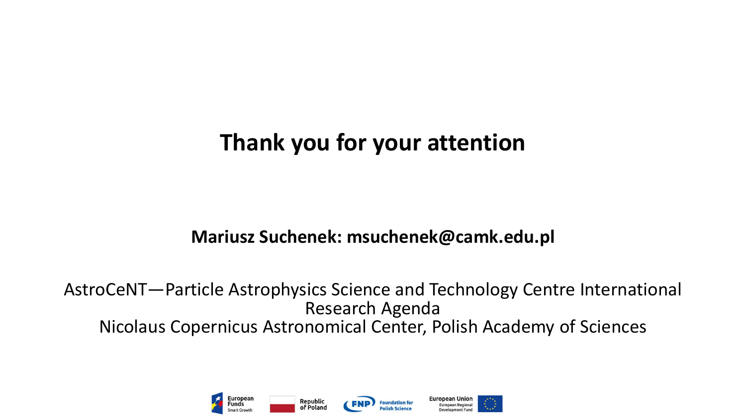# Thank you for your attention

**Mariusz Suchenek: msuchenek@camk.edu.pl**

AstroCeNT—Particle Astrophysics Science and Technology Centre International Research Agenda
Nicolaus Copernicus Astronomical Center, Polish Academy of Sciences

European Funds Smart Growth
Republic of Poland
FNP Foundation for Polish Science
European Union European Regional Development Fund